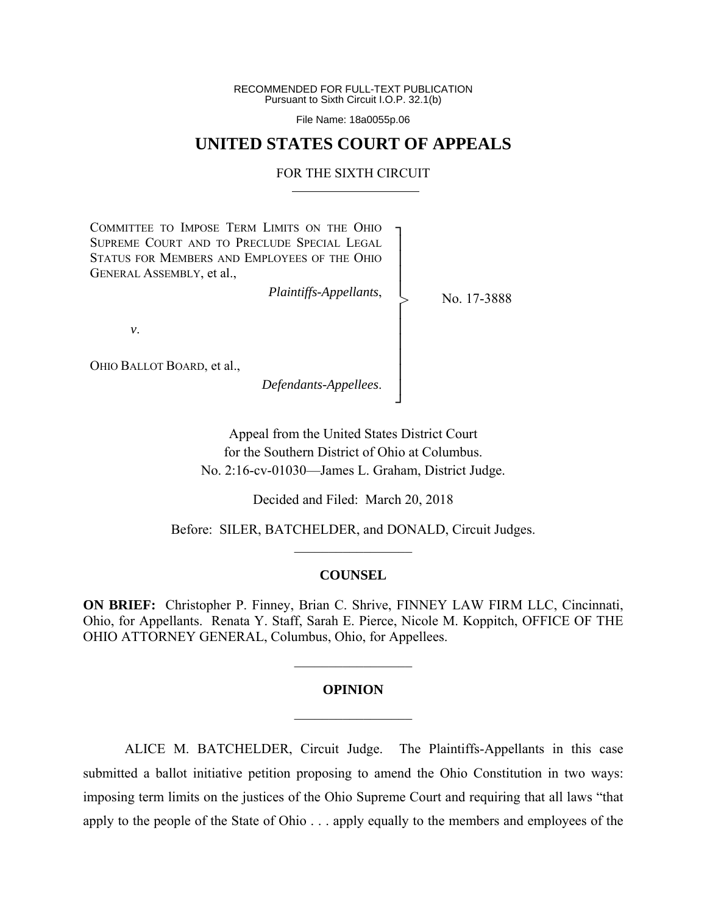RECOMMENDED FOR FULL-TEXT PUBLICATION
Pursuant to Sixth Circuit I.O.P. 32.1(b)

File Name: 18a0055p.06

# UNITED STATES COURT OF APPEALS

## FOR THE SIXTH CIRCUIT

COMMITTEE TO IMPOSE TERM LIMITS ON THE OHIO SUPREME COURT AND TO PRECLUDE SPECIAL LEGAL STATUS FOR MEMBERS AND EMPLOYEES OF THE OHIO GENERAL ASSEMBLY, et al.,

*Plaintiffs-Appellants*,

*v*.

OHIO BALLOT BOARD, et al.,

*Defendants-Appellees*.

No. 17-3888

Appeal from the United States District Court for the Southern District of Ohio at Columbus.
No. 2:16-cv-01030—James L. Graham, District Judge.

Decided and Filed: March 20, 2018

Before: SILER, BATCHELDER, and DONALD, Circuit Judges.

### COUNSEL

**ON BRIEF:** Christopher P. Finney, Brian C. Shrive, FINNEY LAW FIRM LLC, Cincinnati, Ohio, for Appellants. Renata Y. Staff, Sarah E. Pierce, Nicole M. Koppitch, OFFICE OF THE OHIO ATTORNEY GENERAL, Columbus, Ohio, for Appellees.

### OPINION

ALICE M. BATCHELDER, Circuit Judge. The Plaintiffs-Appellants in this case submitted a ballot initiative petition proposing to amend the Ohio Constitution in two ways: imposing term limits on the justices of the Ohio Supreme Court and requiring that all laws "that apply to the people of the State of Ohio . . . apply equally to the members and employees of the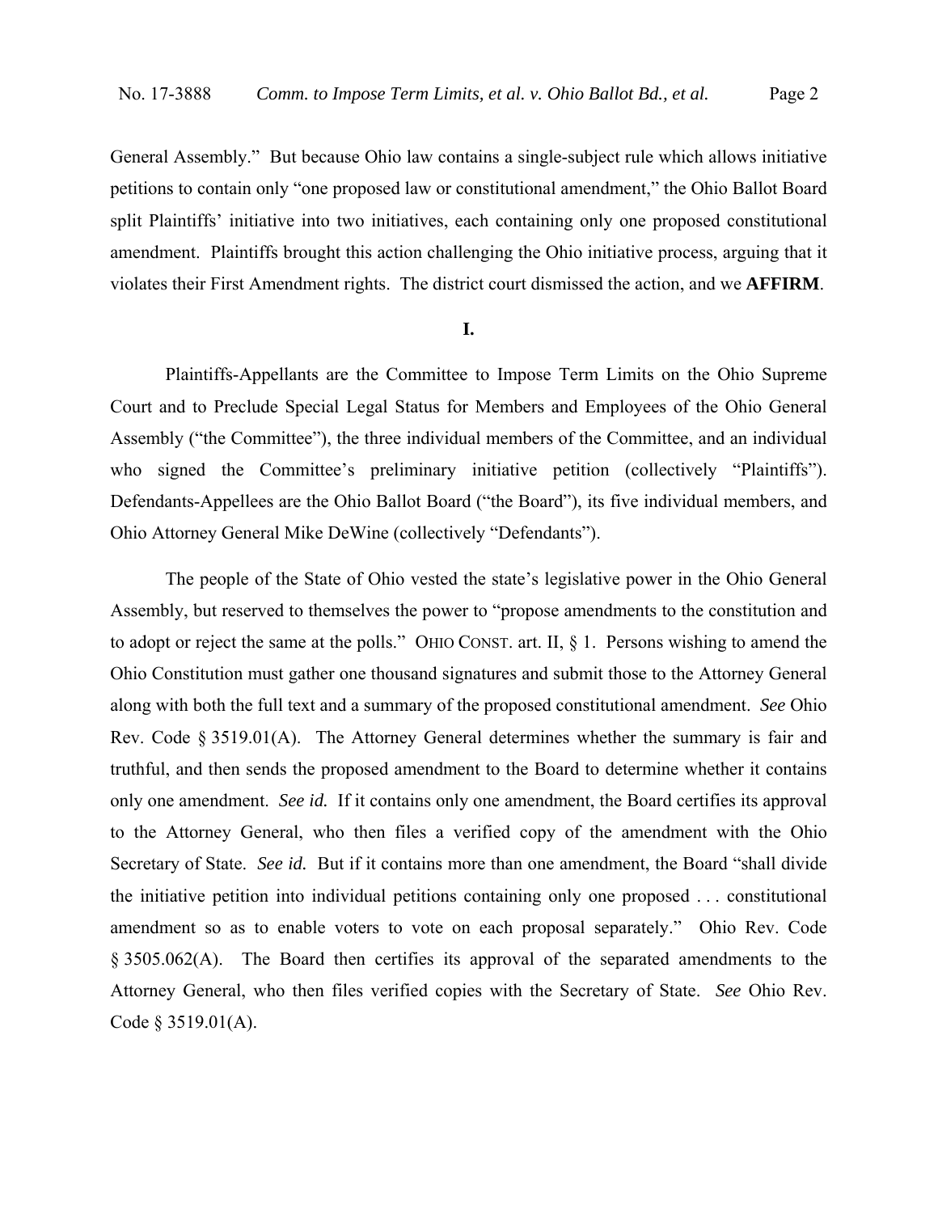General Assembly." But because Ohio law contains a single-subject rule which allows initiative petitions to contain only "one proposed law or constitutional amendment," the Ohio Ballot Board split Plaintiffs' initiative into two initiatives, each containing only one proposed constitutional amendment. Plaintiffs brought this action challenging the Ohio initiative process, arguing that it violates their First Amendment rights. The district court dismissed the action, and we **AFFIRM**.

## I.

Plaintiffs-Appellants are the Committee to Impose Term Limits on the Ohio Supreme Court and to Preclude Special Legal Status for Members and Employees of the Ohio General Assembly ("the Committee"), the three individual members of the Committee, and an individual who signed the Committee's preliminary initiative petition (collectively "Plaintiffs"). Defendants-Appellees are the Ohio Ballot Board ("the Board"), its five individual members, and Ohio Attorney General Mike DeWine (collectively "Defendants").

The people of the State of Ohio vested the state's legislative power in the Ohio General Assembly, but reserved to themselves the power to "propose amendments to the constitution and to adopt or reject the same at the polls." OHIO CONST. art. II, § 1. Persons wishing to amend the Ohio Constitution must gather one thousand signatures and submit those to the Attorney General along with both the full text and a summary of the proposed constitutional amendment. *See* Ohio Rev. Code § 3519.01(A). The Attorney General determines whether the summary is fair and truthful, and then sends the proposed amendment to the Board to determine whether it contains only one amendment. *See id.* If it contains only one amendment, the Board certifies its approval to the Attorney General, who then files a verified copy of the amendment with the Ohio Secretary of State. *See id.* But if it contains more than one amendment, the Board "shall divide the initiative petition into individual petitions containing only one proposed . . . constitutional amendment so as to enable voters to vote on each proposal separately." Ohio Rev. Code § 3505.062(A). The Board then certifies its approval of the separated amendments to the Attorney General, who then files verified copies with the Secretary of State. *See* Ohio Rev. Code § 3519.01(A).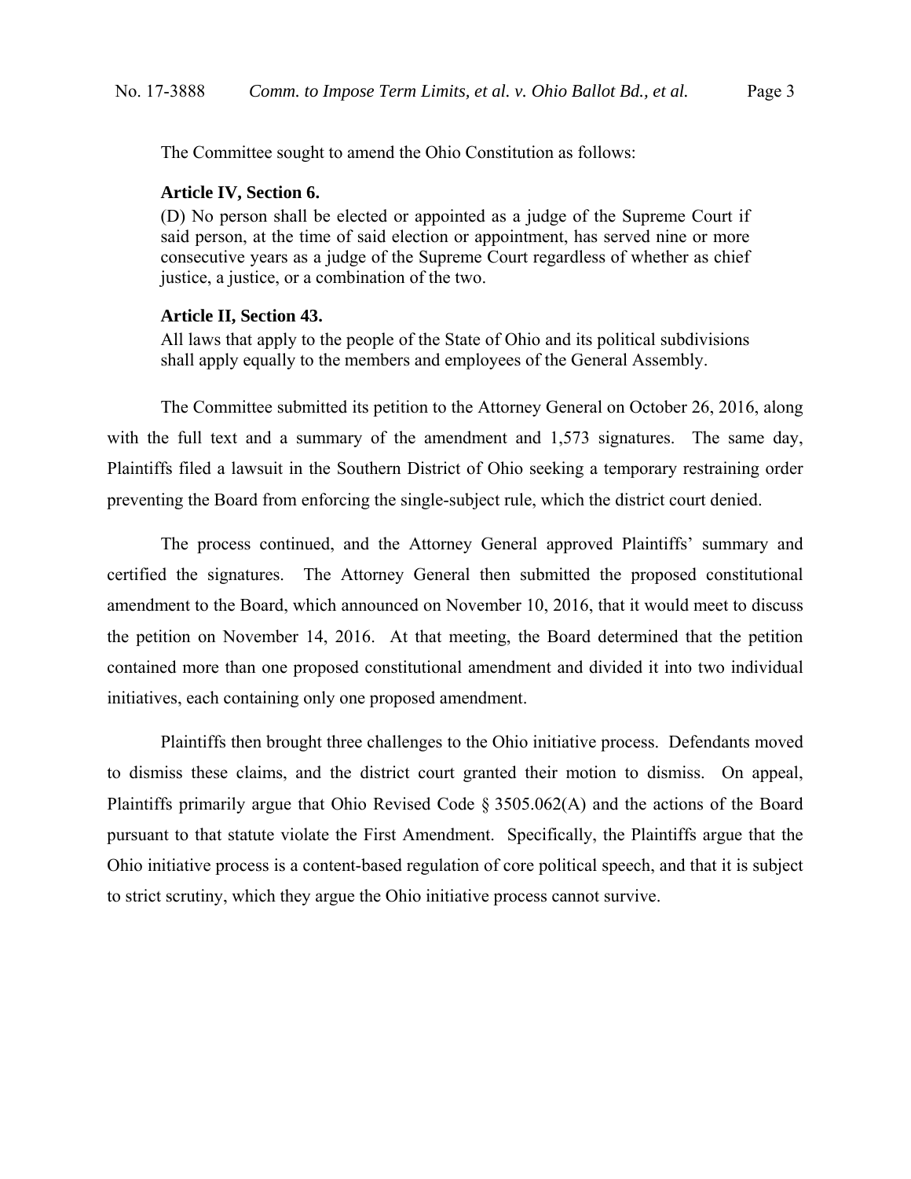The Committee sought to amend the Ohio Constitution as follows:

> **Article IV, Section 6.**
>
> (D) No person shall be elected or appointed as a judge of the Supreme Court if said person, at the time of said election or appointment, has served nine or more consecutive years as a judge of the Supreme Court regardless of whether as chief justice, a justice, or a combination of the two.
>
> **Article II, Section 43.**
>
> All laws that apply to the people of the State of Ohio and its political subdivisions shall apply equally to the members and employees of the General Assembly.

The Committee submitted its petition to the Attorney General on October 26, 2016, along with the full text and a summary of the amendment and 1,573 signatures. The same day, Plaintiffs filed a lawsuit in the Southern District of Ohio seeking a temporary restraining order preventing the Board from enforcing the single-subject rule, which the district court denied.

The process continued, and the Attorney General approved Plaintiffs' summary and certified the signatures. The Attorney General then submitted the proposed constitutional amendment to the Board, which announced on November 10, 2016, that it would meet to discuss the petition on November 14, 2016. At that meeting, the Board determined that the petition contained more than one proposed constitutional amendment and divided it into two individual initiatives, each containing only one proposed amendment.

Plaintiffs then brought three challenges to the Ohio initiative process. Defendants moved to dismiss these claims, and the district court granted their motion to dismiss. On appeal, Plaintiffs primarily argue that Ohio Revised Code § 3505.062(A) and the actions of the Board pursuant to that statute violate the First Amendment. Specifically, the Plaintiffs argue that the Ohio initiative process is a content-based regulation of core political speech, and that it is subject to strict scrutiny, which they argue the Ohio initiative process cannot survive.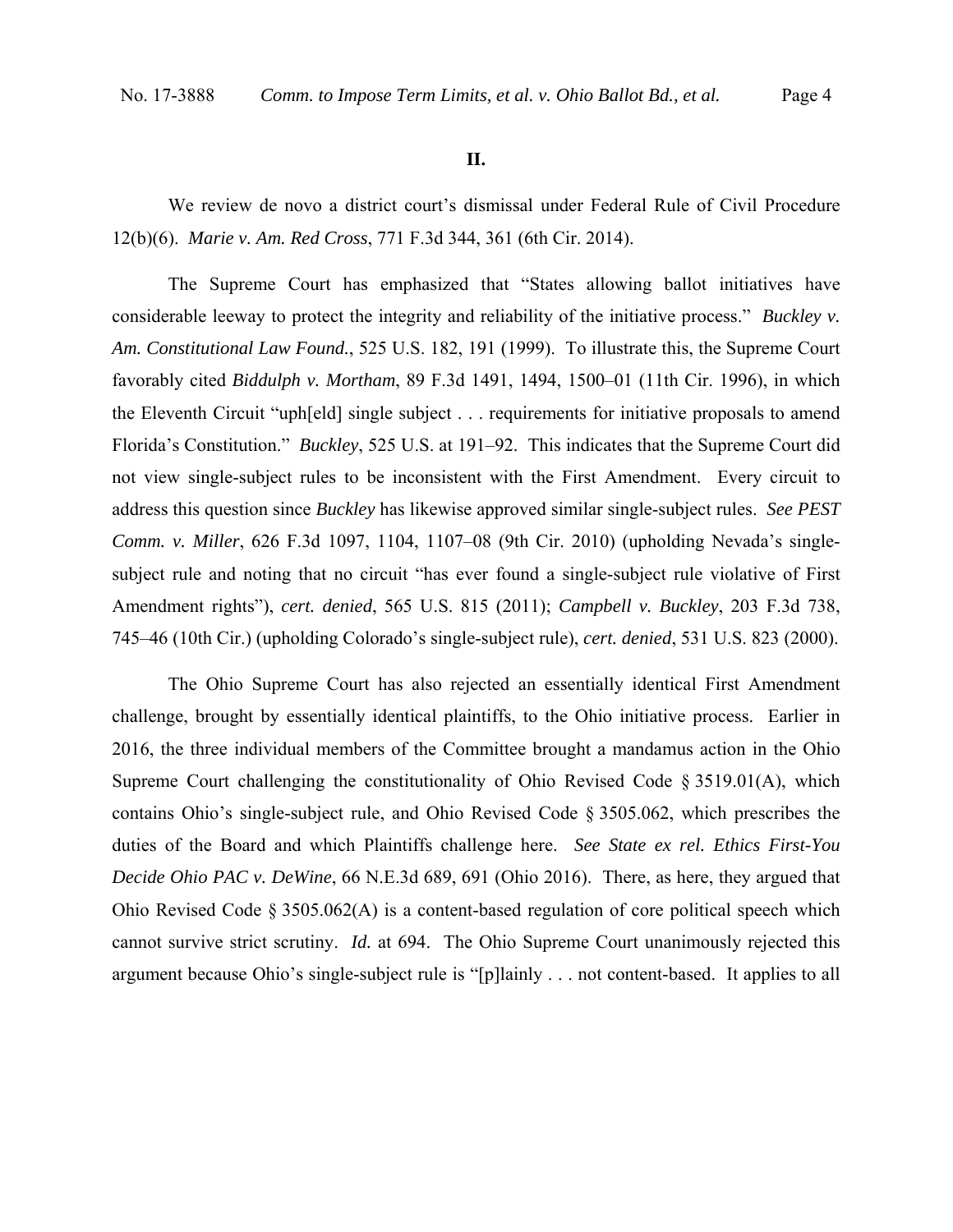## II.

We review de novo a district court's dismissal under Federal Rule of Civil Procedure 12(b)(6). *Marie v. Am. Red Cross*, 771 F.3d 344, 361 (6th Cir. 2014).

The Supreme Court has emphasized that "States allowing ballot initiatives have considerable leeway to protect the integrity and reliability of the initiative process." *Buckley v. Am. Constitutional Law Found.*, 525 U.S. 182, 191 (1999). To illustrate this, the Supreme Court favorably cited *Biddulph v. Mortham*, 89 F.3d 1491, 1494, 1500–01 (11th Cir. 1996), in which the Eleventh Circuit "uph[eld] single subject . . . requirements for initiative proposals to amend Florida's Constitution." *Buckley*, 525 U.S. at 191–92. This indicates that the Supreme Court did not view single-subject rules to be inconsistent with the First Amendment. Every circuit to address this question since *Buckley* has likewise approved similar single-subject rules. *See PEST Comm. v. Miller*, 626 F.3d 1097, 1104, 1107–08 (9th Cir. 2010) (upholding Nevada's single-subject rule and noting that no circuit "has ever found a single-subject rule violative of First Amendment rights"), *cert. denied*, 565 U.S. 815 (2011); *Campbell v. Buckley*, 203 F.3d 738, 745–46 (10th Cir.) (upholding Colorado's single-subject rule), *cert. denied*, 531 U.S. 823 (2000).

The Ohio Supreme Court has also rejected an essentially identical First Amendment challenge, brought by essentially identical plaintiffs, to the Ohio initiative process. Earlier in 2016, the three individual members of the Committee brought a mandamus action in the Ohio Supreme Court challenging the constitutionality of Ohio Revised Code § 3519.01(A), which contains Ohio's single-subject rule, and Ohio Revised Code § 3505.062, which prescribes the duties of the Board and which Plaintiffs challenge here. *See State ex rel. Ethics First-You Decide Ohio PAC v. DeWine*, 66 N.E.3d 689, 691 (Ohio 2016). There, as here, they argued that Ohio Revised Code § 3505.062(A) is a content-based regulation of core political speech which cannot survive strict scrutiny. *Id.* at 694. The Ohio Supreme Court unanimously rejected this argument because Ohio's single-subject rule is "[p]lainly . . . not content-based. It applies to all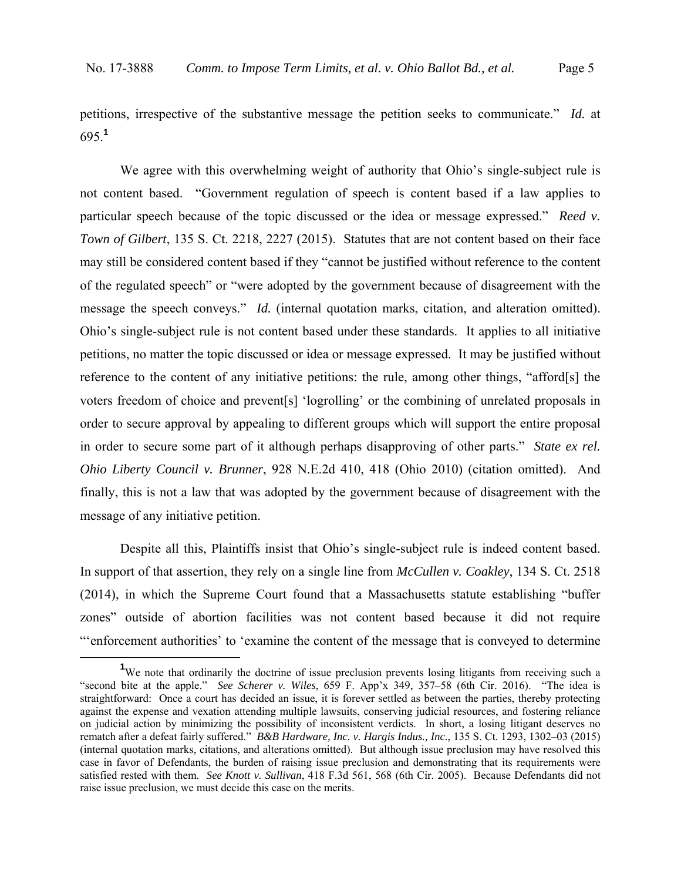petitions, irrespective of the substantive message the petition seeks to communicate." *Id.* at 695.[1]

We agree with this overwhelming weight of authority that Ohio's single-subject rule is not content based. "Government regulation of speech is content based if a law applies to particular speech because of the topic discussed or the idea or message expressed." *Reed v. Town of Gilbert*, 135 S. Ct. 2218, 2227 (2015). Statutes that are not content based on their face may still be considered content based if they "cannot be justified without reference to the content of the regulated speech" or "were adopted by the government because of disagreement with the message the speech conveys." *Id.* (internal quotation marks, citation, and alteration omitted). Ohio's single-subject rule is not content based under these standards. It applies to all initiative petitions, no matter the topic discussed or idea or message expressed. It may be justified without reference to the content of any initiative petitions: the rule, among other things, "afford[s] the voters freedom of choice and prevent[s] 'logrolling' or the combining of unrelated proposals in order to secure approval by appealing to different groups which will support the entire proposal in order to secure some part of it although perhaps disapproving of other parts." *State ex rel. Ohio Liberty Council v. Brunner*, 928 N.E.2d 410, 418 (Ohio 2010) (citation omitted). And finally, this is not a law that was adopted by the government because of disagreement with the message of any initiative petition.

Despite all this, Plaintiffs insist that Ohio's single-subject rule is indeed content based. In support of that assertion, they rely on a single line from *McCullen v. Coakley*, 134 S. Ct. 2518 (2014), in which the Supreme Court found that a Massachusetts statute establishing "buffer zones" outside of abortion facilities was not content based because it did not require "'enforcement authorities' to 'examine the content of the message that is conveyed to determine

[1] We note that ordinarily the doctrine of issue preclusion prevents losing litigants from receiving such a "second bite at the apple." *See Scherer v. Wiles*, 659 F. App'x 349, 357–58 (6th Cir. 2016). "The idea is straightforward: Once a court has decided an issue, it is forever settled as between the parties, thereby protecting against the expense and vexation attending multiple lawsuits, conserving judicial resources, and fostering reliance on judicial action by minimizing the possibility of inconsistent verdicts. In short, a losing litigant deserves no rematch after a defeat fairly suffered." *B&B Hardware, Inc. v. Hargis Indus., Inc.*, 135 S. Ct. 1293, 1302–03 (2015) (internal quotation marks, citations, and alterations omitted). But although issue preclusion may have resolved this case in favor of Defendants, the burden of raising issue preclusion and demonstrating that its requirements were satisfied rested with them. *See Knott v. Sullivan*, 418 F.3d 561, 568 (6th Cir. 2005). Because Defendants did not raise issue preclusion, we must decide this case on the merits.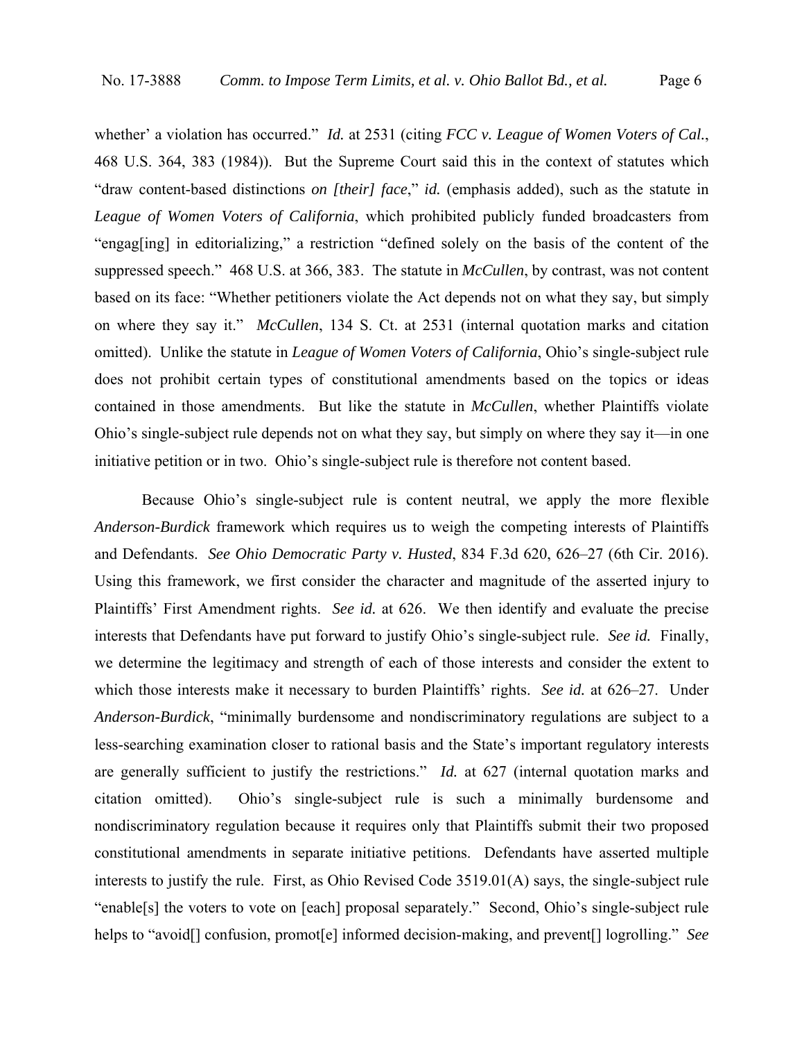whether' a violation has occurred." *Id.* at 2531 (citing *FCC v. League of Women Voters of Cal.*, 468 U.S. 364, 383 (1984)). But the Supreme Court said this in the context of statutes which "draw content-based distinctions *on [their] face*," *id.* (emphasis added), such as the statute in *League of Women Voters of California*, which prohibited publicly funded broadcasters from "engag[ing] in editorializing," a restriction "defined solely on the basis of the content of the suppressed speech." 468 U.S. at 366, 383. The statute in *McCullen*, by contrast, was not content based on its face: "Whether petitioners violate the Act depends not on what they say, but simply on where they say it." *McCullen*, 134 S. Ct. at 2531 (internal quotation marks and citation omitted). Unlike the statute in *League of Women Voters of California*, Ohio's single-subject rule does not prohibit certain types of constitutional amendments based on the topics or ideas contained in those amendments. But like the statute in *McCullen*, whether Plaintiffs violate Ohio's single-subject rule depends not on what they say, but simply on where they say it—in one initiative petition or in two. Ohio's single-subject rule is therefore not content based.

Because Ohio's single-subject rule is content neutral, we apply the more flexible *Anderson-Burdick* framework which requires us to weigh the competing interests of Plaintiffs and Defendants. *See Ohio Democratic Party v. Husted*, 834 F.3d 620, 626–27 (6th Cir. 2016). Using this framework, we first consider the character and magnitude of the asserted injury to Plaintiffs' First Amendment rights. *See id.* at 626. We then identify and evaluate the precise interests that Defendants have put forward to justify Ohio's single-subject rule. *See id.* Finally, we determine the legitimacy and strength of each of those interests and consider the extent to which those interests make it necessary to burden Plaintiffs' rights. *See id.* at 626–27. Under *Anderson-Burdick*, "minimally burdensome and nondiscriminatory regulations are subject to a less-searching examination closer to rational basis and the State's important regulatory interests are generally sufficient to justify the restrictions." *Id.* at 627 (internal quotation marks and citation omitted). Ohio's single-subject rule is such a minimally burdensome and nondiscriminatory regulation because it requires only that Plaintiffs submit their two proposed constitutional amendments in separate initiative petitions. Defendants have asserted multiple interests to justify the rule. First, as Ohio Revised Code 3519.01(A) says, the single-subject rule "enable[s] the voters to vote on [each] proposal separately." Second, Ohio's single-subject rule helps to "avoid[] confusion, promot[e] informed decision-making, and prevent[] logrolling." *See*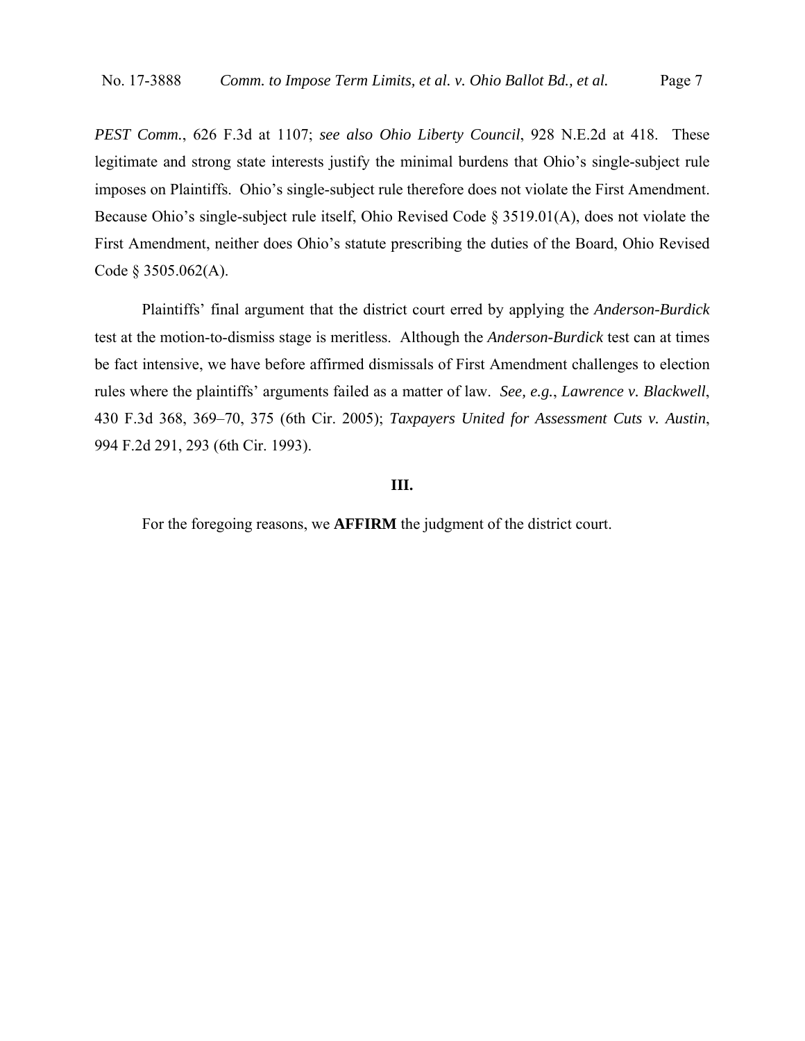*PEST Comm.*, 626 F.3d at 1107; *see also Ohio Liberty Council*, 928 N.E.2d at 418. These legitimate and strong state interests justify the minimal burdens that Ohio's single-subject rule imposes on Plaintiffs. Ohio's single-subject rule therefore does not violate the First Amendment. Because Ohio's single-subject rule itself, Ohio Revised Code § 3519.01(A), does not violate the First Amendment, neither does Ohio's statute prescribing the duties of the Board, Ohio Revised Code § 3505.062(A).

Plaintiffs' final argument that the district court erred by applying the *Anderson-Burdick* test at the motion-to-dismiss stage is meritless. Although the *Anderson-Burdick* test can at times be fact intensive, we have before affirmed dismissals of First Amendment challenges to election rules where the plaintiffs' arguments failed as a matter of law. *See, e.g.*, *Lawrence v. Blackwell*, 430 F.3d 368, 369–70, 375 (6th Cir. 2005); *Taxpayers United for Assessment Cuts v. Austin*, 994 F.2d 291, 293 (6th Cir. 1993).

## III.

For the foregoing reasons, we **AFFIRM** the judgment of the district court.